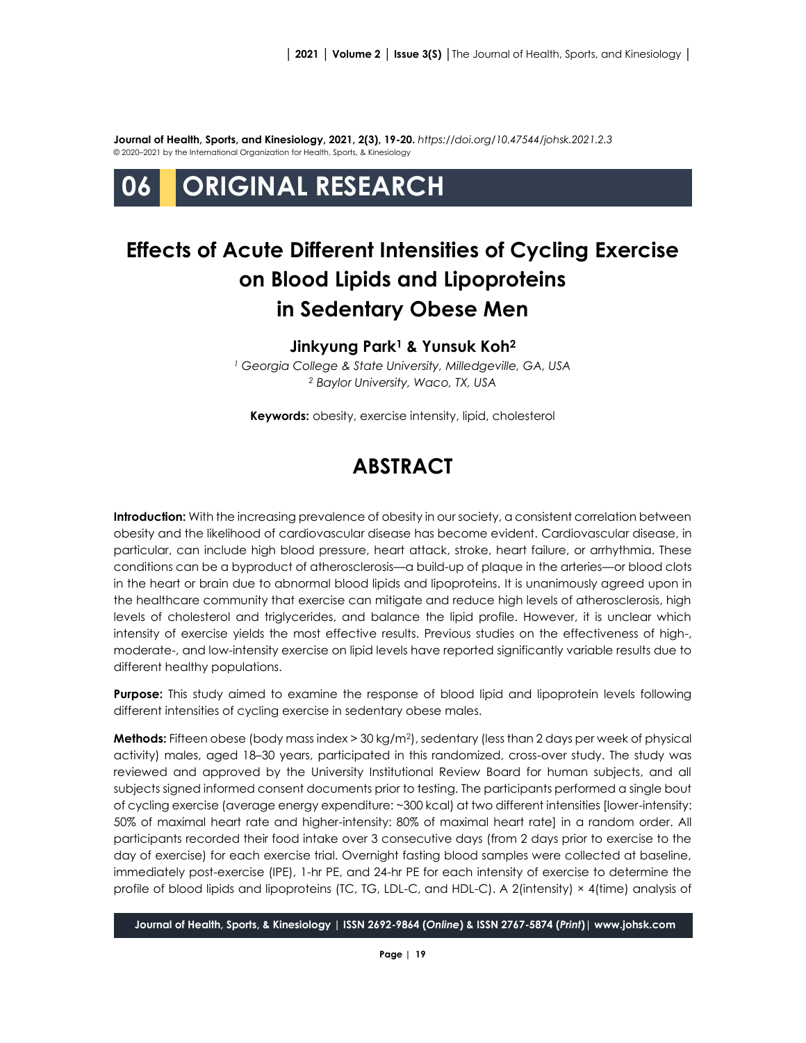**Journal of Health, Sports, and Kinesiology, 2021, 2(3), 19-20.** *https://doi.org/10.47544/johsk.2021.2.3*
© 2020–2021 by the International Organization for Health, Sports, & Kinesiology

# 06 ORIGINAL RESEARCH

# Effects of Acute Different Intensities of Cycling Exercise on Blood Lipids and Lipoproteins in Sedentary Obese Men

**Jinkyung Park[1] & Yunsuk Koh[2]**

[1] *Georgia College & State University, Milledgeville, GA, USA*
[2] *Baylor University, Waco, TX, USA*

**Keywords:** obesity, exercise intensity, lipid, cholesterol

## ABSTRACT

**Introduction:** With the increasing prevalence of obesity in our society, a consistent correlation between obesity and the likelihood of cardiovascular disease has become evident. Cardiovascular disease, in particular, can include high blood pressure, heart attack, stroke, heart failure, or arrhythmia. These conditions can be a byproduct of atherosclerosis—a build-up of plaque in the arteries—or blood clots in the heart or brain due to abnormal blood lipids and lipoproteins. It is unanimously agreed upon in the healthcare community that exercise can mitigate and reduce high levels of atherosclerosis, high levels of cholesterol and triglycerides, and balance the lipid profile. However, it is unclear which intensity of exercise yields the most effective results. Previous studies on the effectiveness of high-, moderate-, and low-intensity exercise on lipid levels have reported significantly variable results due to different healthy populations.

**Purpose:** This study aimed to examine the response of blood lipid and lipoprotein levels following different intensities of cycling exercise in sedentary obese males.

**Methods:** Fifteen obese (body mass index > 30 kg/m$^2$), sedentary (less than 2 days per week of physical activity) males, aged 18–30 years, participated in this randomized, cross-over study. The study was reviewed and approved by the University Institutional Review Board for human subjects, and all subjects signed informed consent documents prior to testing. The participants performed a single bout of cycling exercise (average energy expenditure: ~300 kcal) at two different intensities [lower-intensity: 50% of maximal heart rate and higher-intensity: 80% of maximal heart rate] in a random order. All participants recorded their food intake over 3 consecutive days (from 2 days prior to exercise to the day of exercise) for each exercise trial. Overnight fasting blood samples were collected at baseline, immediately post-exercise (IPE), 1-hr PE, and 24-hr PE for each intensity of exercise to determine the profile of blood lipids and lipoproteins (TC, TG, LDL-C, and HDL-C). A 2(intensity) × 4(time) analysis of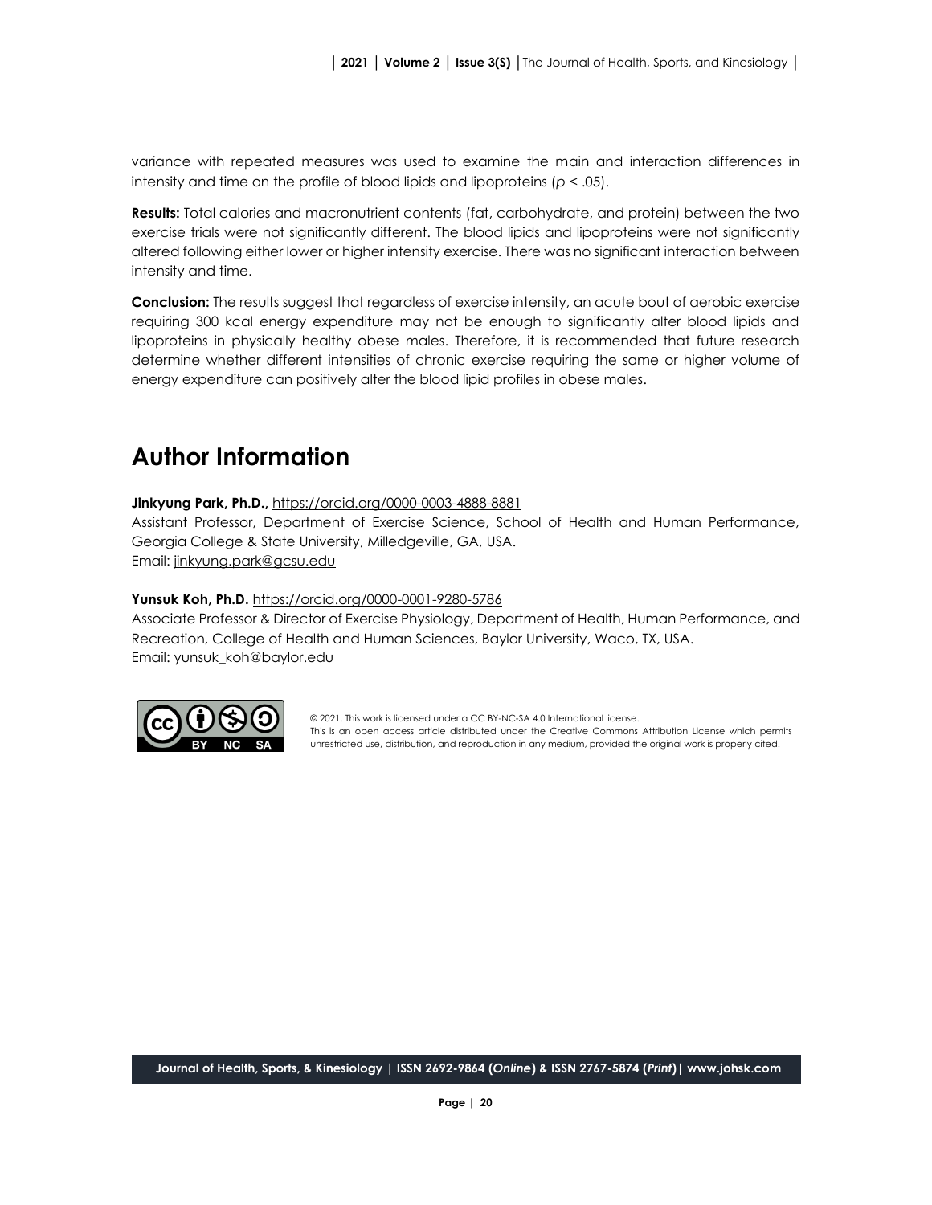variance with repeated measures was used to examine the main and interaction differences in intensity and time on the profile of blood lipids and lipoproteins ($p < .05$).

**Results:** Total calories and macronutrient contents (fat, carbohydrate, and protein) between the two exercise trials were not significantly different. The blood lipids and lipoproteins were not significantly altered following either lower or higher intensity exercise. There was no significant interaction between intensity and time.

**Conclusion:** The results suggest that regardless of exercise intensity, an acute bout of aerobic exercise requiring 300 kcal energy expenditure may not be enough to significantly alter blood lipids and lipoproteins in physically healthy obese males. Therefore, it is recommended that future research determine whether different intensities of chronic exercise requiring the same or higher volume of energy expenditure can positively alter the blood lipid profiles in obese males.

# Author Information

**Jinkyung Park, Ph.D.,** https://orcid.org/0000-0003-4888-8881
Assistant Professor, Department of Exercise Science, School of Health and Human Performance, Georgia College & State University, Milledgeville, GA, USA.
Email: jinkyung.park@gcsu.edu

**Yunsuk Koh, Ph.D.** https://orcid.org/0000-0001-9280-5786
Associate Professor & Director of Exercise Physiology, Department of Health, Human Performance, and Recreation, College of Health and Human Sciences, Baylor University, Waco, TX, USA.
Email: yunsuk_koh@baylor.edu

© 2021. This work is licensed under a CC BY-NC-SA 4.0 International license.
This is an open access article distributed under the Creative Commons Attribution License which permits unrestricted use, distribution, and reproduction in any medium, provided the original work is properly cited.